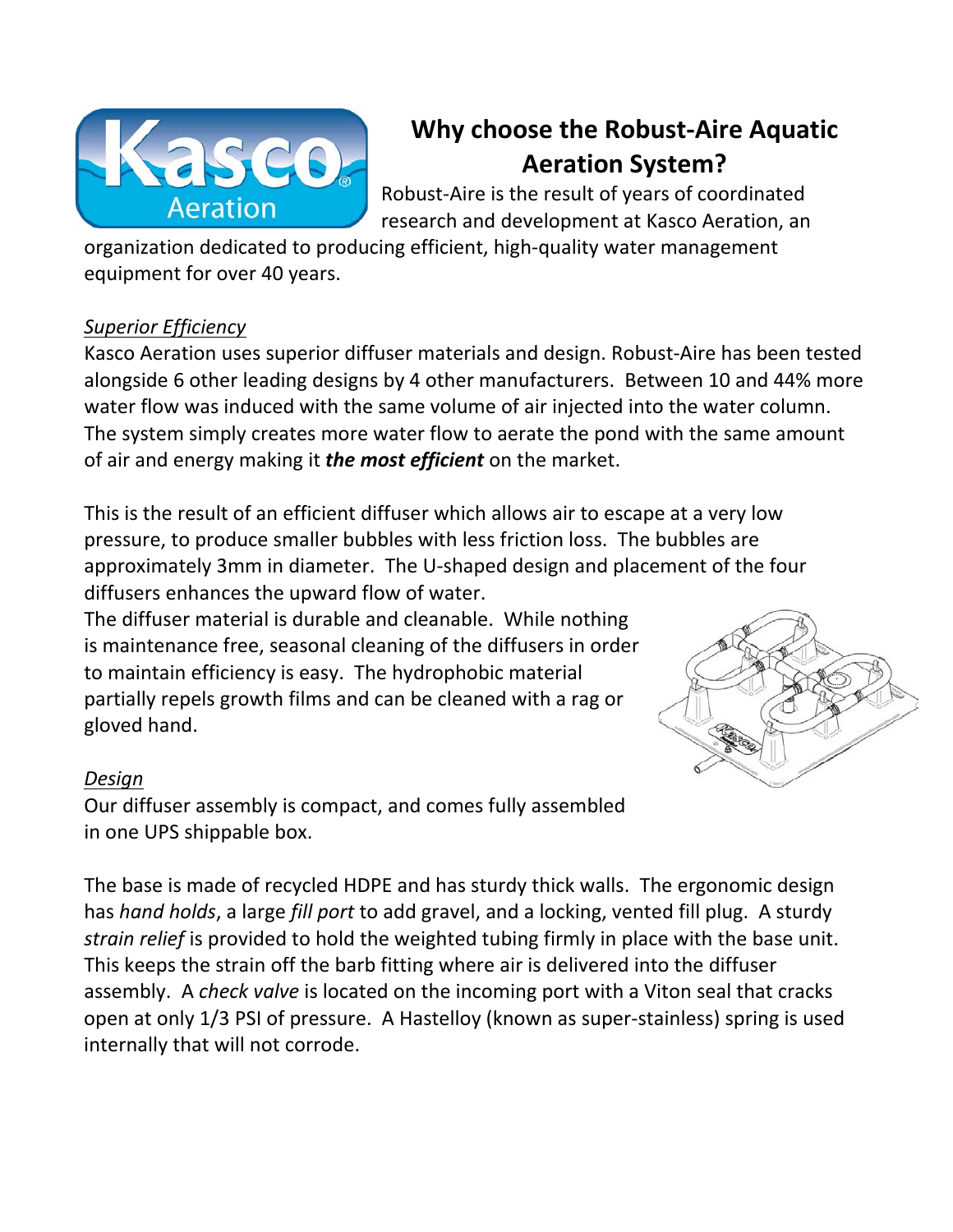# Why choose the Robust-Aire Aquatic Aeration System?

Robust-Aire is the result of years of coordinated research and development at Kasco Aeration, an organization dedicated to producing efficient, high-quality water management equipment for over 40 years.

## Superior Efficiency

Kasco Aeration uses superior diffuser materials and design. Robust-Aire has been tested alongside 6 other leading designs by 4 other manufacturers. Between 10 and 44% more water flow was induced with the same volume of air injected into the water column. The system simply creates more water flow to aerate the pond with the same amount of air and energy making it ***the most efficient*** on the market.

This is the result of an efficient diffuser which allows air to escape at a very low pressure, to produce smaller bubbles with less friction loss. The bubbles are approximately 3mm in diameter. The U-shaped design and placement of the four diffusers enhances the upward flow of water.

The diffuser material is durable and cleanable. While nothing is maintenance free, seasonal cleaning of the diffusers in order to maintain efficiency is easy. The hydrophobic material partially repels growth films and can be cleaned with a rag or gloved hand.

## Design

Our diffuser assembly is compact, and comes fully assembled in one UPS shippable box.

The base is made of recycled HDPE and has sturdy thick walls. The ergonomic design has *hand holds*, a large *fill port* to add gravel, and a locking, vented fill plug. A sturdy *strain relief* is provided to hold the weighted tubing firmly in place with the base unit. This keeps the strain off the barb fitting where air is delivered into the diffuser assembly. A *check valve* is located on the incoming port with a Viton seal that cracks open at only 1/3 PSI of pressure. A Hastelloy (known as super-stainless) spring is used internally that will not corrode.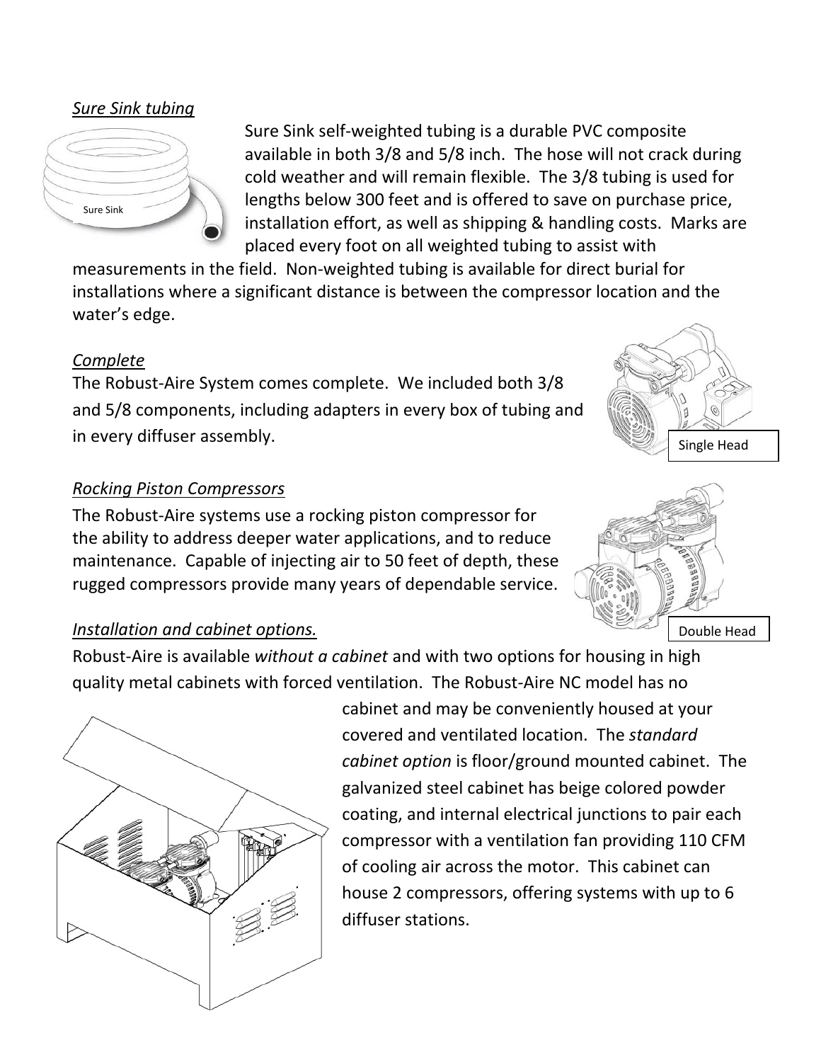*Sure Sink tubing*

Sure Sink

Sure Sink self-weighted tubing is a durable PVC composite available in both 3/8 and 5/8 inch. The hose will not crack during cold weather and will remain flexible. The 3/8 tubing is used for lengths below 300 feet and is offered to save on purchase price, installation effort, as well as shipping & handling costs. Marks are placed every foot on all weighted tubing to assist with measurements in the field. Non-weighted tubing is available for direct burial for installations where a significant distance is between the compressor location and the water's edge.

*Complete*

The Robust-Aire System comes complete. We included both 3/8 and 5/8 components, including adapters in every box of tubing and in every diffuser assembly.

Single Head

*Rocking Piston Compressors*

The Robust-Aire systems use a rocking piston compressor for the ability to address deeper water applications, and to reduce maintenance. Capable of injecting air to 50 feet of depth, these rugged compressors provide many years of dependable service.

Double Head

*Installation and cabinet options.*

Robust-Aire is available *without a cabinet* and with two options for housing in high quality metal cabinets with forced ventilation. The Robust-Aire NC model has no cabinet and may be conveniently housed at your covered and ventilated location. The *standard cabinet option* is floor/ground mounted cabinet. The galvanized steel cabinet has beige colored powder coating, and internal electrical junctions to pair each compressor with a ventilation fan providing 110 CFM of cooling air across the motor. This cabinet can house 2 compressors, offering systems with up to 6 diffuser stations.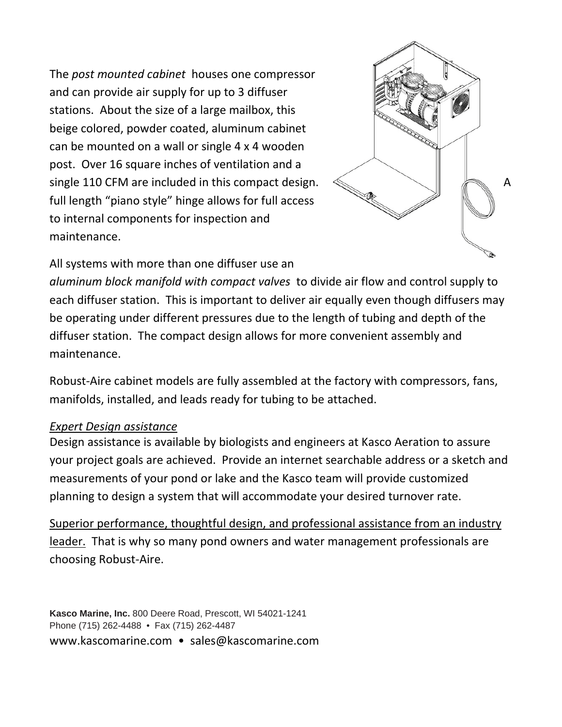The *post mounted cabinet* houses one compressor and can provide air supply for up to 3 diffuser stations. About the size of a large mailbox, this beige colored, powder coated, aluminum cabinet can be mounted on a wall or single 4 x 4 wooden post. Over 16 square inches of ventilation and a single 110 CFM are included in this compact design. A full length "piano style" hinge allows for full access to internal components for inspection and maintenance.

All systems with more than one diffuser use an *aluminum block manifold with compact valves* to divide air flow and control supply to each diffuser station. This is important to deliver air equally even though diffusers may be operating under different pressures due to the length of tubing and depth of the diffuser station. The compact design allows for more convenient assembly and maintenance.

Robust-Aire cabinet models are fully assembled at the factory with compressors, fans, manifolds, installed, and leads ready for tubing to be attached.

*Expert Design assistance*

Design assistance is available by biologists and engineers at Kasco Aeration to assure your project goals are achieved. Provide an internet searchable address or a sketch and measurements of your pond or lake and the Kasco team will provide customized planning to design a system that will accommodate your desired turnover rate.

Superior performance, thoughtful design, and professional assistance from an industry leader. That is why so many pond owners and water management professionals are choosing Robust-Aire.

**Kasco Marine, Inc.** 800 Deere Road, Prescott, WI 54021-1241
Phone (715) 262-4488 • Fax (715) 262-4487
www.kascomarine.com • sales@kascomarine.com